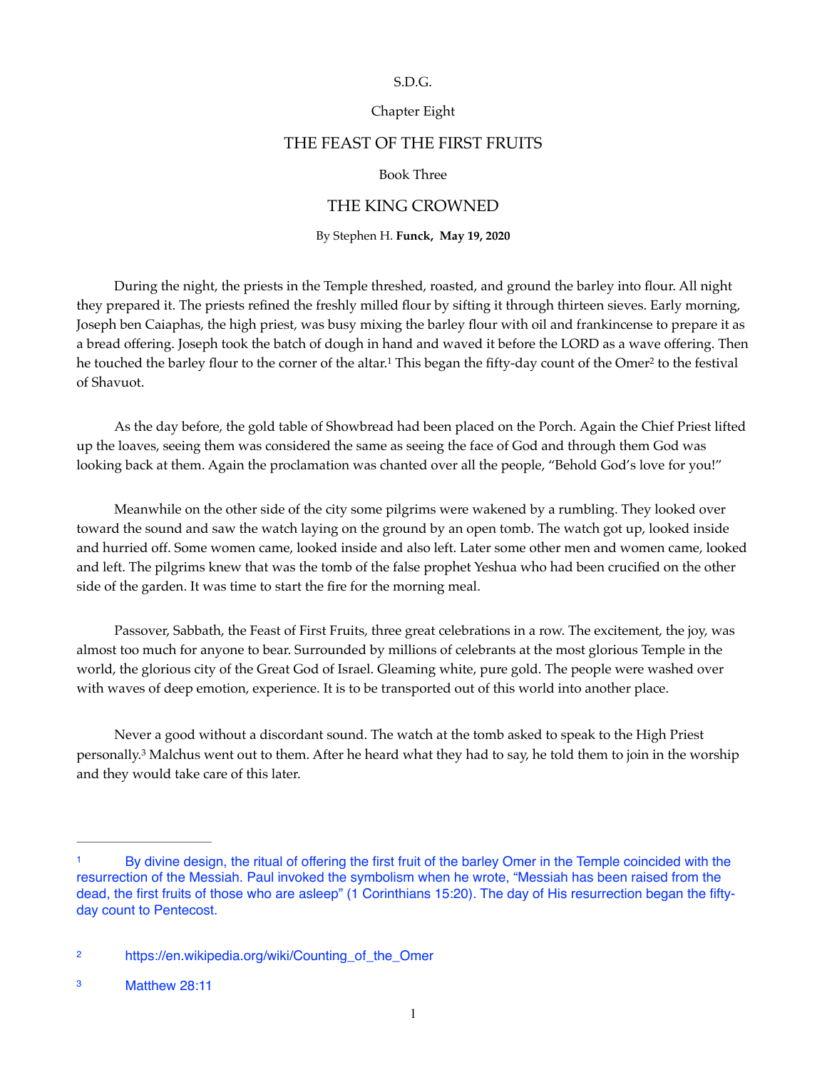S.D.G.

Chapter Eight

# THE FEAST OF THE FIRST FRUITS

Book Three

# THE KING CROWNED

By Stephen H. **Funck, May 19, 2020**

During the night, the priests in the Temple threshed, roasted, and ground the barley into flour. All night they prepared it. The priests refined the freshly milled flour by sifting it through thirteen sieves. Early morning, Joseph ben Caiaphas, the high priest, was busy mixing the barley flour with oil and frankincense to prepare it as a bread offering. Joseph took the batch of dough in hand and waved it before the LORD as a wave offering. Then he touched the barley flour to the corner of the altar.[1] This began the fifty-day count of the Omer[2] to the festival of Shavuot.

As the day before, the gold table of Showbread had been placed on the Porch. Again the Chief Priest lifted up the loaves, seeing them was considered the same as seeing the face of God and through them God was looking back at them. Again the proclamation was chanted over all the people, "Behold God's love for you!"

Meanwhile on the other side of the city some pilgrims were wakened by a rumbling. They looked over toward the sound and saw the watch laying on the ground by an open tomb. The watch got up, looked inside and hurried off. Some women came, looked inside and also left. Later some other men and women came, looked and left. The pilgrims knew that was the tomb of the false prophet Yeshua who had been crucified on the other side of the garden. It was time to start the fire for the morning meal.

Passover, Sabbath, the Feast of First Fruits, three great celebrations in a row. The excitement, the joy, was almost too much for anyone to bear. Surrounded by millions of celebrants at the most glorious Temple in the world, the glorious city of the Great God of Israel. Gleaming white, pure gold. The people were washed over with waves of deep emotion, experience. It is to be transported out of this world into another place.

Never a good without a discordant sound. The watch at the tomb asked to speak to the High Priest personally.[3] Malchus went out to them. After he heard what they had to say, he told them to join in the worship and they would take care of this later.

---

[1] By divine design, the ritual of offering the first fruit of the barley Omer in the Temple coincided with the resurrection of the Messiah. Paul invoked the symbolism when he wrote, "Messiah has been raised from the dead, the first fruits of those who are asleep" (1 Corinthians 15:20). The day of His resurrection began the fifty-day count to Pentecost.

[2] https://en.wikipedia.org/wiki/Counting_of_the_Omer

[3] Matthew 28:11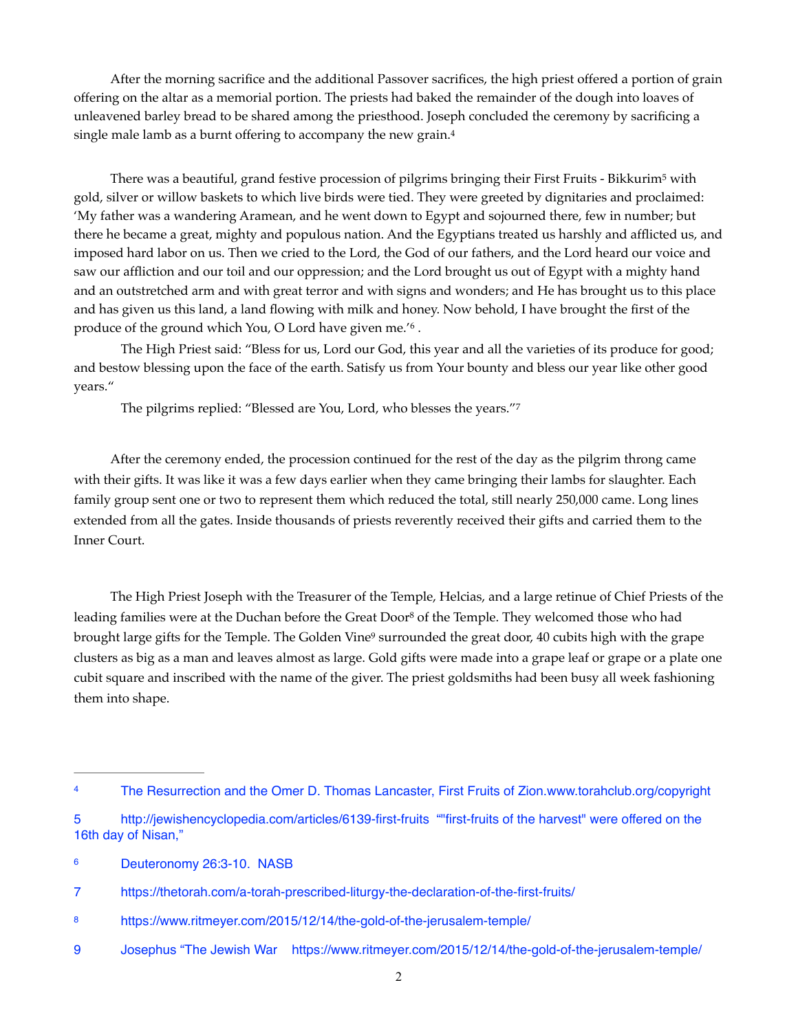After the morning sacrifice and the additional Passover sacrifices, the high priest offered a portion of grain offering on the altar as a memorial portion. The priests had baked the remainder of the dough into loaves of unleavened barley bread to be shared among the priesthood. Joseph concluded the ceremony by sacrificing a single male lamb as a burnt offering to accompany the new grain.[4]

There was a beautiful, grand festive procession of pilgrims bringing their First Fruits - Bikkurim[5] with gold, silver or willow baskets to which live birds were tied. They were greeted by dignitaries and proclaimed: 'My father was a wandering Aramean, and he went down to Egypt and sojourned there, few in number; but there he became a great, mighty and populous nation. And the Egyptians treated us harshly and afflicted us, and imposed hard labor on us. Then we cried to the Lord, the God of our fathers, and the Lord heard our voice and saw our affliction and our toil and our oppression; and the Lord brought us out of Egypt with a mighty hand and an outstretched arm and with great terror and with signs and wonders; and He has brought us to this place and has given us this land, a land flowing with milk and honey. Now behold, I have brought the first of the produce of the ground which You, O Lord have given me.'[6] .

The High Priest said: "Bless for us, Lord our God, this year and all the varieties of its produce for good; and bestow blessing upon the face of the earth. Satisfy us from Your bounty and bless our year like other good years."

The pilgrims replied: "Blessed are You, Lord, who blesses the years."[7]

After the ceremony ended, the procession continued for the rest of the day as the pilgrim throng came with their gifts. It was like it was a few days earlier when they came bringing their lambs for slaughter. Each family group sent one or two to represent them which reduced the total, still nearly 250,000 came. Long lines extended from all the gates. Inside thousands of priests reverently received their gifts and carried them to the Inner Court.

The High Priest Joseph with the Treasurer of the Temple, Helcias, and a large retinue of Chief Priests of the leading families were at the Duchan before the Great Door[8] of the Temple. They welcomed those who had brought large gifts for the Temple. The Golden Vine[9] surrounded the great door, 40 cubits high with the grape clusters as big as a man and leaves almost as large. Gold gifts were made into a grape leaf or grape or a plate one cubit square and inscribed with the name of the giver. The priest goldsmiths had been busy all week fashioning them into shape.

---

[4] The Resurrection and the Omer D. Thomas Lancaster, First Fruits of Zion.www.torahclub.org/copyright

[5] http://jewishencyclopedia.com/articles/6139-first-fruits ""first-fruits of the harvest" were offered on the 16th day of Nisan,"

[6] Deuteronomy 26:3-10. NASB

[7] https://thetorah.com/a-torah-prescribed-liturgy-the-declaration-of-the-first-fruits/

[8] https://www.ritmeyer.com/2015/12/14/the-gold-of-the-jerusalem-temple/

[9] Josephus "The Jewish War https://www.ritmeyer.com/2015/12/14/the-gold-of-the-jerusalem-temple/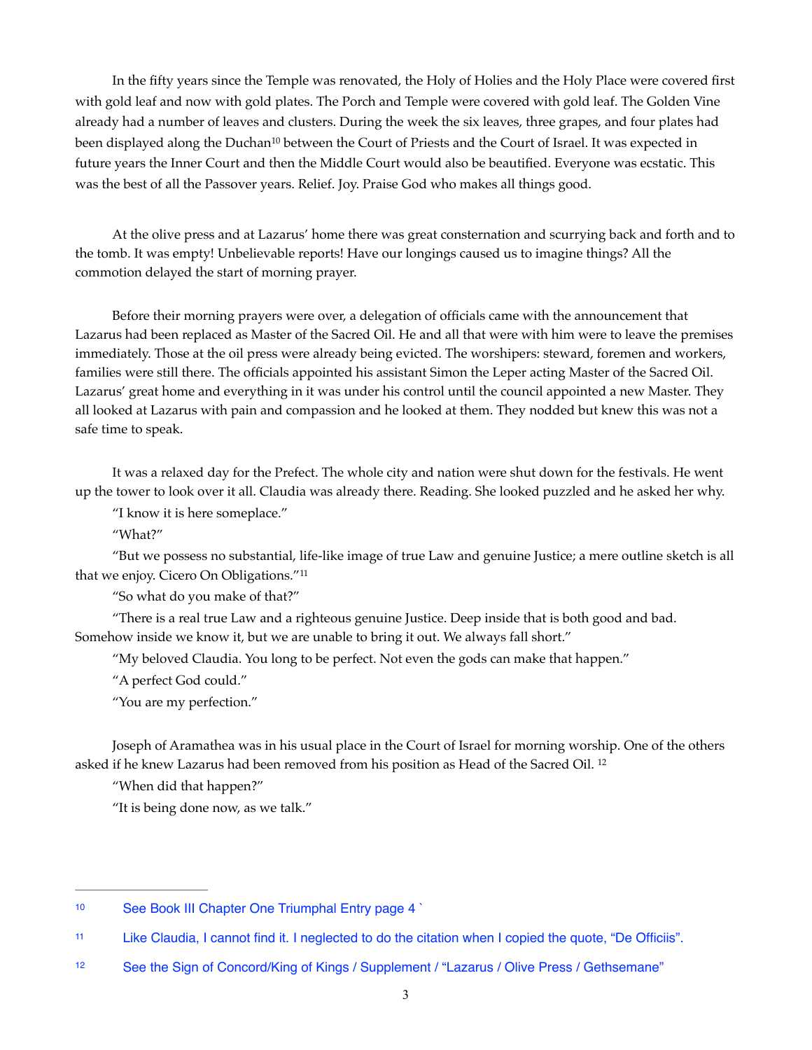In the fifty years since the Temple was renovated, the Holy of Holies and the Holy Place were covered first with gold leaf and now with gold plates. The Porch and Temple were covered with gold leaf. The Golden Vine already had a number of leaves and clusters. During the week the six leaves, three grapes, and four plates had been displayed along the Duchan[10] between the Court of Priests and the Court of Israel. It was expected in future years the Inner Court and then the Middle Court would also be beautified. Everyone was ecstatic. This was the best of all the Passover years. Relief. Joy. Praise God who makes all things good.

At the olive press and at Lazarus' home there was great consternation and scurrying back and forth and to the tomb. It was empty! Unbelievable reports! Have our longings caused us to imagine things? All the commotion delayed the start of morning prayer.

Before their morning prayers were over, a delegation of officials came with the announcement that Lazarus had been replaced as Master of the Sacred Oil. He and all that were with him were to leave the premises immediately. Those at the oil press were already being evicted. The worshipers: steward, foremen and workers, families were still there. The officials appointed his assistant Simon the Leper acting Master of the Sacred Oil. Lazarus' great home and everything in it was under his control until the council appointed a new Master. They all looked at Lazarus with pain and compassion and he looked at them. They nodded but knew this was not a safe time to speak.

It was a relaxed day for the Prefect. The whole city and nation were shut down for the festivals. He went up the tower to look over it all. Claudia was already there. Reading. She looked puzzled and he asked her why.

"I know it is here someplace."

"What?"

"But we possess no substantial, life-like image of true Law and genuine Justice; a mere outline sketch is all that we enjoy. Cicero On Obligations."[11]

"So what do you make of that?"

"There is a real true Law and a righteous genuine Justice. Deep inside that is both good and bad. Somehow inside we know it, but we are unable to bring it out. We always fall short."

"My beloved Claudia. You long to be perfect. Not even the gods can make that happen."

"A perfect God could."

"You are my perfection."

Joseph of Aramathea was in his usual place in the Court of Israel for morning worship. One of the others asked if he knew Lazarus had been removed from his position as Head of the Sacred Oil. [12]

"When did that happen?"

"It is being done now, as we talk."

---

[10] See Book III Chapter One Triumphal Entry page 4 `

[11] Like Claudia, I cannot find it. I neglected to do the citation when I copied the quote, "De Officiis".

[12] See the Sign of Concord/King of Kings / Supplement / "Lazarus / Olive Press / Gethsemane"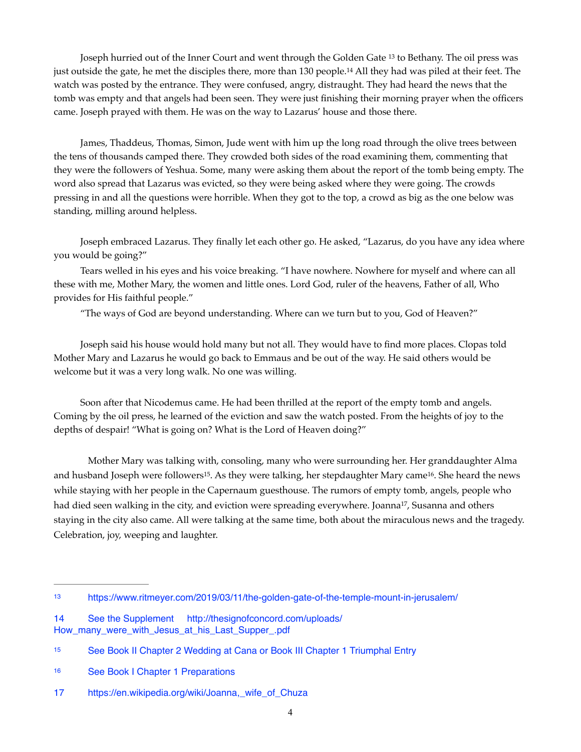Joseph hurried out of the Inner Court and went through the Golden Gate [13] to Bethany. The oil press was just outside the gate, he met the disciples there, more than 130 people.[14] All they had was piled at their feet. The watch was posted by the entrance. They were confused, angry, distraught. They had heard the news that the tomb was empty and that angels had been seen. They were just finishing their morning prayer when the officers came. Joseph prayed with them. He was on the way to Lazarus' house and those there.

James, Thaddeus, Thomas, Simon, Jude went with him up the long road through the olive trees between the tens of thousands camped there. They crowded both sides of the road examining them, commenting that they were the followers of Yeshua. Some, many were asking them about the report of the tomb being empty. The word also spread that Lazarus was evicted, so they were being asked where they were going. The crowds pressing in and all the questions were horrible. When they got to the top, a crowd as big as the one below was standing, milling around helpless.

Joseph embraced Lazarus. They finally let each other go. He asked, "Lazarus, do you have any idea where you would be going?"

Tears welled in his eyes and his voice breaking. "I have nowhere. Nowhere for myself and where can all these with me, Mother Mary, the women and little ones. Lord God, ruler of the heavens, Father of all, Who provides for His faithful people."

"The ways of God are beyond understanding. Where can we turn but to you, God of Heaven?"

Joseph said his house would hold many but not all. They would have to find more places. Clopas told Mother Mary and Lazarus he would go back to Emmaus and be out of the way. He said others would be welcome but it was a very long walk. No one was willing.

Soon after that Nicodemus came. He had been thrilled at the report of the empty tomb and angels. Coming by the oil press, he learned of the eviction and saw the watch posted. From the heights of joy to the depths of despair! "What is going on? What is the Lord of Heaven doing?"

Mother Mary was talking with, consoling, many who were surrounding her. Her granddaughter Alma and husband Joseph were followers[15]. As they were talking, her stepdaughter Mary came[16]. She heard the news while staying with her people in the Capernaum guesthouse. The rumors of empty tomb, angels, people who had died seen walking in the city, and eviction were spreading everywhere. Joanna[17], Susanna and others staying in the city also came. All were talking at the same time, both about the miraculous news and the tragedy. Celebration, joy, weeping and laughter.

---

[13] https://www.ritmeyer.com/2019/03/11/the-golden-gate-of-the-temple-mount-in-jerusalem/

[14] See the Supplement http://thesignofconcord.com/uploads/How_many_were_with_Jesus_at_his_Last_Supper_.pdf

[15] See Book II Chapter 2 Wedding at Cana or Book III Chapter 1 Triumphal Entry

[16] See Book I Chapter 1 Preparations

[17] https://en.wikipedia.org/wiki/Joanna,_wife_of_Chuza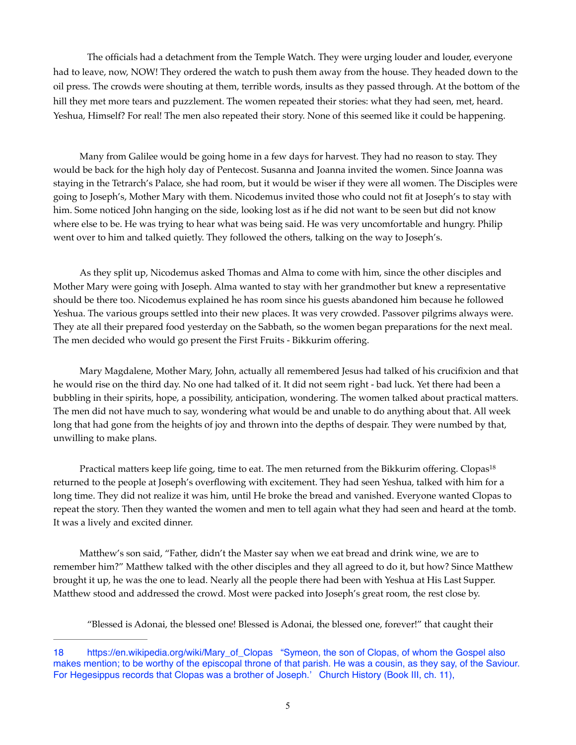The officials had a detachment from the Temple Watch. They were urging louder and louder, everyone had to leave, now, NOW! They ordered the watch to push them away from the house. They headed down to the oil press. The crowds were shouting at them, terrible words, insults as they passed through. At the bottom of the hill they met more tears and puzzlement. The women repeated their stories: what they had seen, met, heard. Yeshua, Himself? For real! The men also repeated their story. None of this seemed like it could be happening.

Many from Galilee would be going home in a few days for harvest. They had no reason to stay. They would be back for the high holy day of Pentecost. Susanna and Joanna invited the women. Since Joanna was staying in the Tetrarch's Palace, she had room, but it would be wiser if they were all women. The Disciples were going to Joseph's, Mother Mary with them. Nicodemus invited those who could not fit at Joseph's to stay with him. Some noticed John hanging on the side, looking lost as if he did not want to be seen but did not know where else to be. He was trying to hear what was being said. He was very uncomfortable and hungry. Philip went over to him and talked quietly. They followed the others, talking on the way to Joseph's.

As they split up, Nicodemus asked Thomas and Alma to come with him, since the other disciples and Mother Mary were going with Joseph. Alma wanted to stay with her grandmother but knew a representative should be there too. Nicodemus explained he has room since his guests abandoned him because he followed Yeshua. The various groups settled into their new places. It was very crowded. Passover pilgrims always were. They ate all their prepared food yesterday on the Sabbath, so the women began preparations for the next meal. The men decided who would go present the First Fruits - Bikkurim offering.

Mary Magdalene, Mother Mary, John, actually all remembered Jesus had talked of his crucifixion and that he would rise on the third day. No one had talked of it. It did not seem right - bad luck. Yet there had been a bubbling in their spirits, hope, a possibility, anticipation, wondering. The women talked about practical matters. The men did not have much to say, wondering what would be and unable to do anything about that. All week long that had gone from the heights of joy and thrown into the depths of despair. They were numbed by that, unwilling to make plans.

Practical matters keep life going, time to eat. The men returned from the Bikkurim offering. Clopas[18] returned to the people at Joseph's overflowing with excitement. They had seen Yeshua, talked with him for a long time. They did not realize it was him, until He broke the bread and vanished. Everyone wanted Clopas to repeat the story. Then they wanted the women and men to tell again what they had seen and heard at the tomb. It was a lively and excited dinner.

Matthew's son said, "Father, didn't the Master say when we eat bread and drink wine, we are to remember him?" Matthew talked with the other disciples and they all agreed to do it, but how? Since Matthew brought it up, he was the one to lead. Nearly all the people there had been with Yeshua at His Last Supper. Matthew stood and addressed the crowd. Most were packed into Joseph's great room, the rest close by.

"Blessed is Adonai, the blessed one! Blessed is Adonai, the blessed one, forever!" that caught their

---

18 https://en.wikipedia.org/wiki/Mary_of_Clopas "Symeon, the son of Clopas, of whom the Gospel also makes mention; to be worthy of the episcopal throne of that parish. He was a cousin, as they say, of the Saviour. For Hegesippus records that Clopas was a brother of Joseph.' Church History (Book III, ch. 11),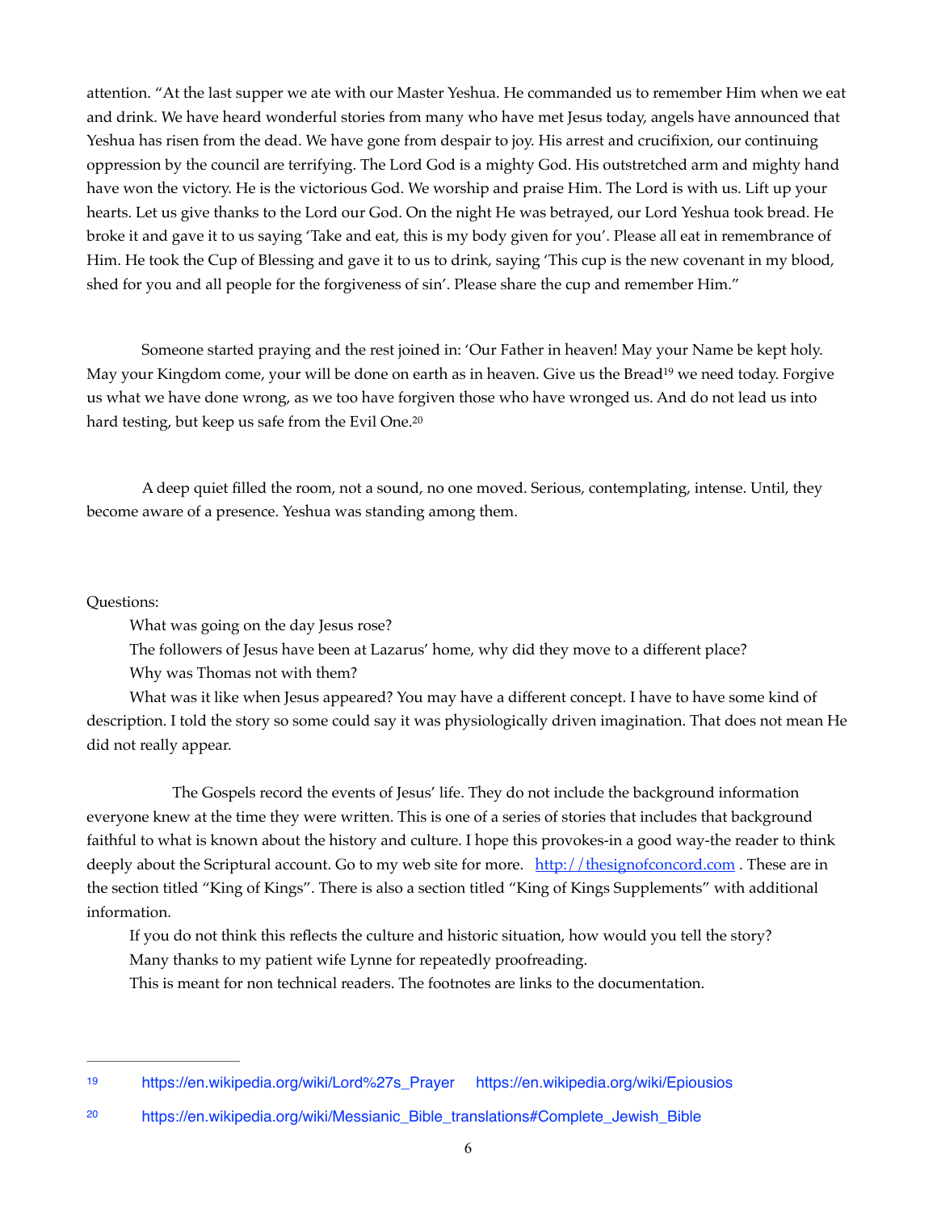attention. “At the last supper we ate with our Master Yeshua. He commanded us to remember Him when we eat and drink. We have heard wonderful stories from many who have met Jesus today, angels have announced that Yeshua has risen from the dead. We have gone from despair to joy. His arrest and crucifixion, our continuing oppression by the council are terrifying. The Lord God is a mighty God. His outstretched arm and mighty hand have won the victory. He is the victorious God. We worship and praise Him. The Lord is with us. Lift up your hearts. Let us give thanks to the Lord our God. On the night He was betrayed, our Lord Yeshua took bread. He broke it and gave it to us saying ‘Take and eat, this is my body given for you’. Please all eat in remembrance of Him. He took the Cup of Blessing and gave it to us to drink, saying ‘This cup is the new covenant in my blood, shed for you and all people for the forgiveness of sin’. Please share the cup and remember Him.”

Someone started praying and the rest joined in: ‘Our Father in heaven! May your Name be kept holy. May your Kingdom come, your will be done on earth as in heaven. Give us the Bread[19] we need today. Forgive us what we have done wrong, as we too have forgiven those who have wronged us. And do not lead us into hard testing, but keep us safe from the Evil One.[20]

A deep quiet filled the room, not a sound, no one moved. Serious, contemplating, intense. Until, they become aware of a presence. Yeshua was standing among them.

Questions:

What was going on the day Jesus rose?

The followers of Jesus have been at Lazarus’ home, why did they move to a different place?

Why was Thomas not with them?

What was it like when Jesus appeared? You may have a different concept. I have to have some kind of description. I told the story so some could say it was physiologically driven imagination. That does not mean He did not really appear.

The Gospels record the events of Jesus’ life. They do not include the background information everyone knew at the time they were written. This is one of a series of stories that includes that background faithful to what is known about the history and culture. I hope this provokes-in a good way-the reader to think deeply about the Scriptural account. Go to my web site for more. [http://thesignofconcord.com](http://thesignofconcord.com) . These are in the section titled “King of Kings”. There is also a section titled “King of Kings Supplements” with additional information.

If you do not think this reflects the culture and historic situation, how would you tell the story?

Many thanks to my patient wife Lynne for repeatedly proofreading.

This is meant for non technical readers. The footnotes are links to the documentation.

---

[19] https://en.wikipedia.org/wiki/Lord%27s_Prayer https://en.wikipedia.org/wiki/Epiousios

[20] https://en.wikipedia.org/wiki/Messianic_Bible_translations#Complete_Jewish_Bible